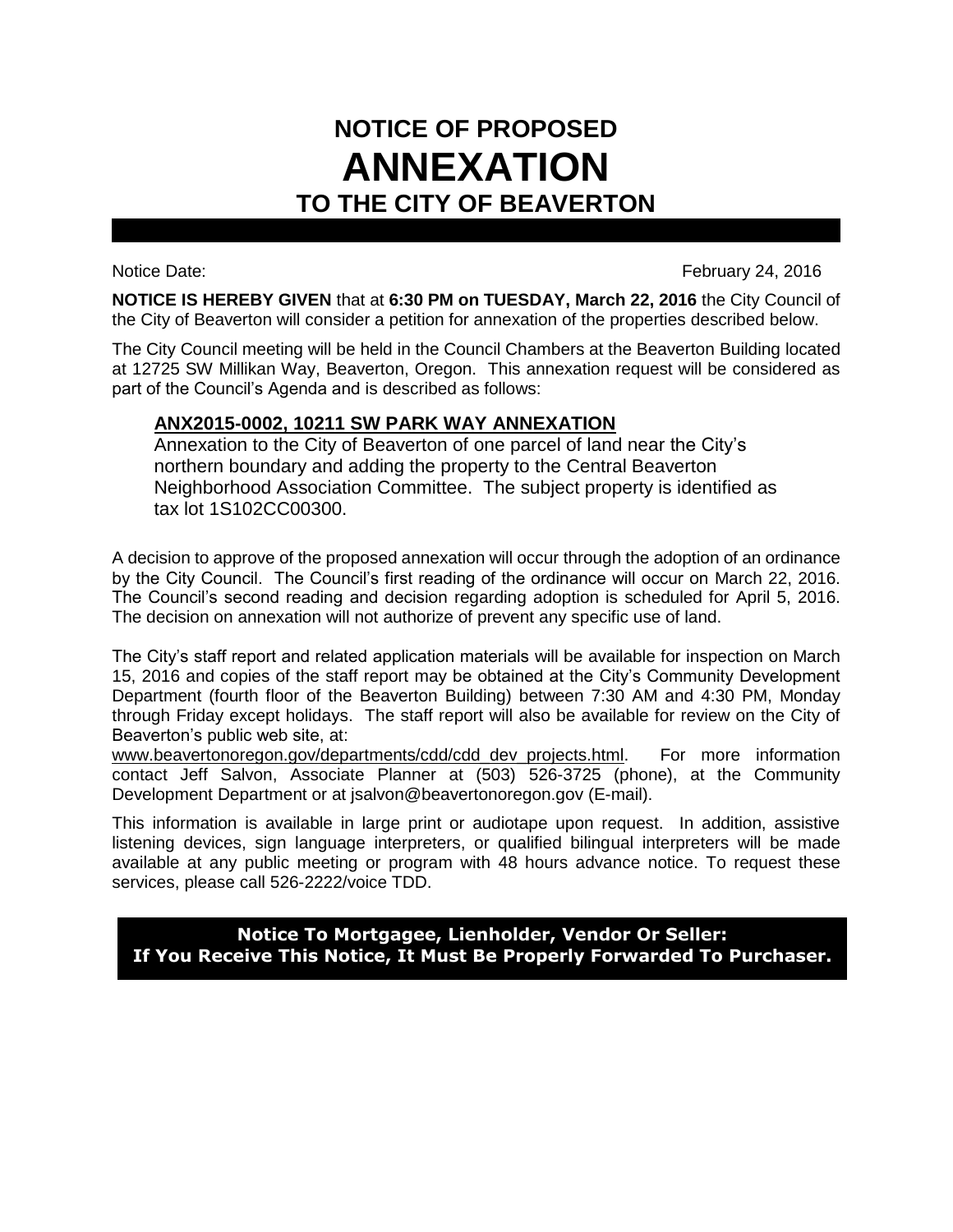# NOTICE OF PROPOSED
# ANNEXATION
# TO THE CITY OF BEAVERTON

Notice Date: February 24, 2016

**NOTICE IS HEREBY GIVEN** that at **6:30 PM on TUESDAY, March 22, 2016** the City Council of the City of Beaverton will consider a petition for annexation of the properties described below.

The City Council meeting will be held in the Council Chambers at the Beaverton Building located at 12725 SW Millikan Way, Beaverton, Oregon. This annexation request will be considered as part of the Council's Agenda and is described as follows:

> **ANX2015-0002, 10211 SW PARK WAY ANNEXATION**
>
> Annexation to the City of Beaverton of one parcel of land near the City's northern boundary and adding the property to the Central Beaverton Neighborhood Association Committee. The subject property is identified as tax lot 1S102CC00300.

A decision to approve of the proposed annexation will occur through the adoption of an ordinance by the City Council. The Council's first reading of the ordinance will occur on March 22, 2016. The Council's second reading and decision regarding adoption is scheduled for April 5, 2016. The decision on annexation will not authorize of prevent any specific use of land.

The City's staff report and related application materials will be available for inspection on March 15, 2016 and copies of the staff report may be obtained at the City's Community Development Department (fourth floor of the Beaverton Building) between 7:30 AM and 4:30 PM, Monday through Friday except holidays. The staff report will also be available for review on the City of Beaverton's public web site, at: www.beavertonoregon.gov/departments/cdd/cdd_dev_projects.html. For more information contact Jeff Salvon, Associate Planner at (503) 526-3725 (phone), at the Community Development Department or at jsalvon@beavertonoregon.gov (E-mail).

This information is available in large print or audiotape upon request. In addition, assistive listening devices, sign language interpreters, or qualified bilingual interpreters will be made available at any public meeting or program with 48 hours advance notice. To request these services, please call 526-2222/voice TDD.

**Notice To Mortgagee, Lienholder, Vendor Or Seller:**
**If You Receive This Notice, It Must Be Properly Forwarded To Purchaser.**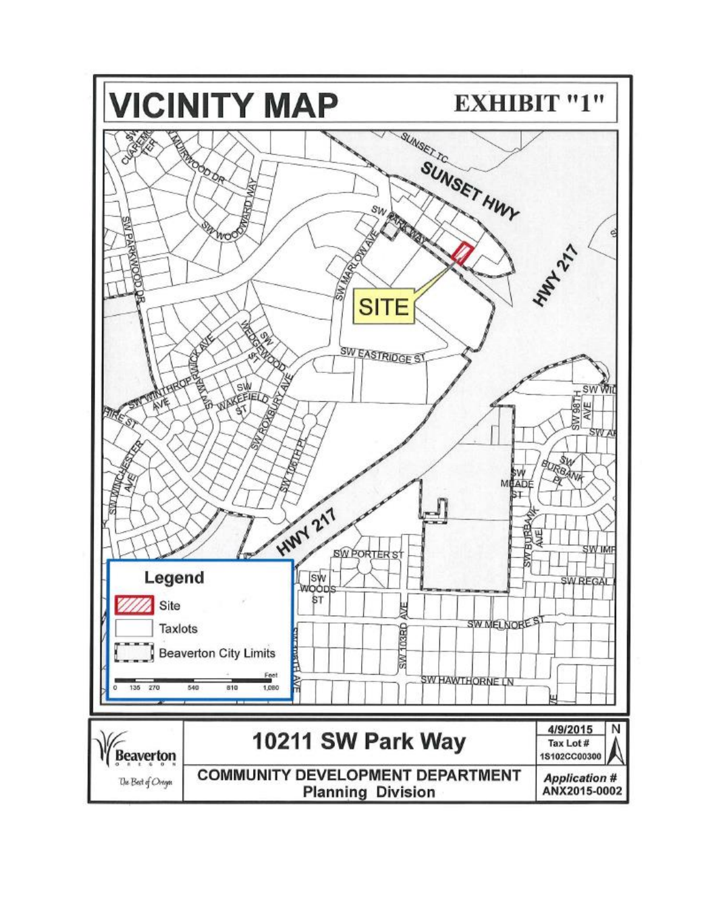# VICINITY MAP

## EXHIBIT "1"

SITE

SUNSET TC
SUNSET HWY
HWY 217
SW PARK WAY
SW MARLOW AVE
SW EASTRIDGE ST
SW MUIRWOOD DR
SW WOODWARD WAY
SW PARKWOOD DR
SW CLAREMONT TER
SW WEDGEWOOD ST
SW WINTHROP AVE
SW WARWICK AVE
SW WAKEFIELD ST
SW ROXBURY AVE
SW 106TH PL
SW WINCHESTER AVE
SW PORTER ST
SW WOODS ST
SW 103RD AVE
SW MELNORE ST
SW HAWTHORNE LN
SW MEADE ST
SW BURBANK AVE
SW BURBANK PL
SW 98TH AVE
SW IMP
SW REGAL

**Legend**

- Site
- Taxlots
- Beaverton City Limits

Feet
0 135 270 540 810 1,080

Beaverton OREGON — The Best of Oregon

**10211 SW Park Way**

**COMMUNITY DEVELOPMENT DEPARTMENT**
**Planning Division**

4/9/2015
Tax Lot # 1S102CC00300
N

*Application #* ANX2015-0002